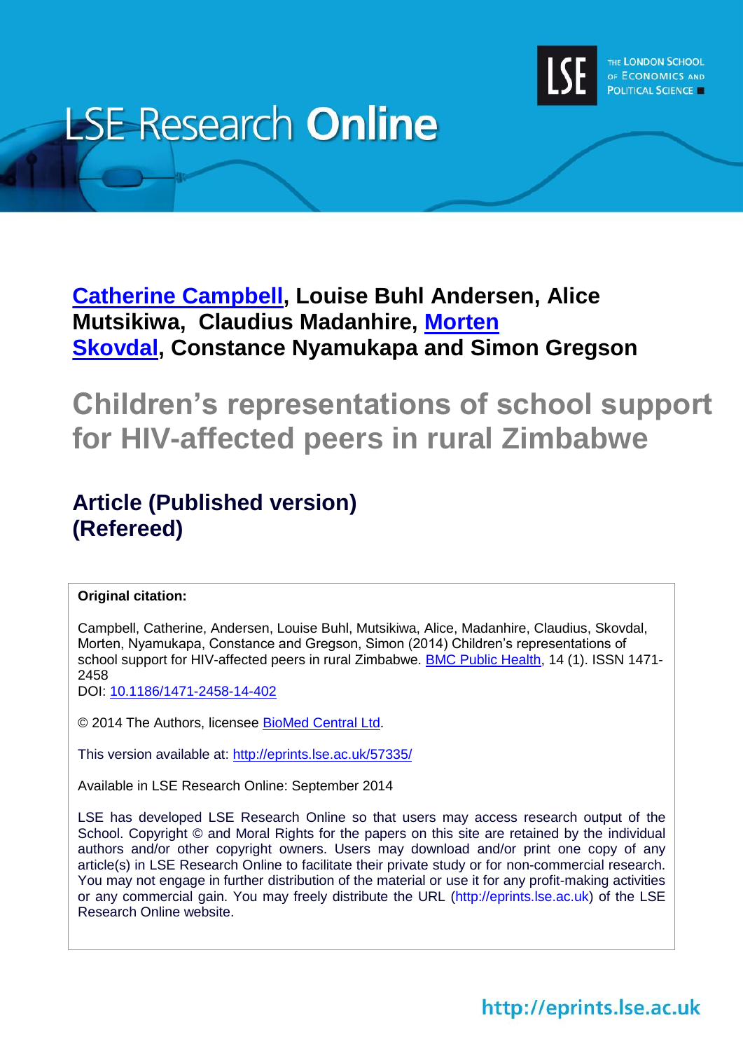# LSE Research Online

THE LONDON SCHOOL OF ECONOMICS AND POLITICAL SCIENCE

**Catherine Campbell, Louise Buhl Andersen, Alice Mutsikiwa, Claudius Madanhire, Morten Skovdal, Constance Nyamukapa and Simon Gregson**

# Children's representations of school support for HIV-affected peers in rural Zimbabwe

## Article (Published version) (Refereed)

**Original citation:**

Campbell, Catherine, Andersen, Louise Buhl, Mutsikiwa, Alice, Madanhire, Claudius, Skovdal, Morten, Nyamukapa, Constance and Gregson, Simon (2014) Children's representations of school support for HIV-affected peers in rural Zimbabwe. BMC Public Health, 14 (1). ISSN 1471-2458

DOI: 10.1186/1471-2458-14-402

© 2014 The Authors, licensee BioMed Central Ltd.

This version available at: http://eprints.lse.ac.uk/57335/

Available in LSE Research Online: September 2014

LSE has developed LSE Research Online so that users may access research output of the School. Copyright © and Moral Rights for the papers on this site are retained by the individual authors and/or other copyright owners. Users may download and/or print one copy of any article(s) in LSE Research Online to facilitate their private study or for non-commercial research. You may not engage in further distribution of the material or use it for any profit-making activities or any commercial gain. You may freely distribute the URL (http://eprints.lse.ac.uk) of the LSE Research Online website.

http://eprints.lse.ac.uk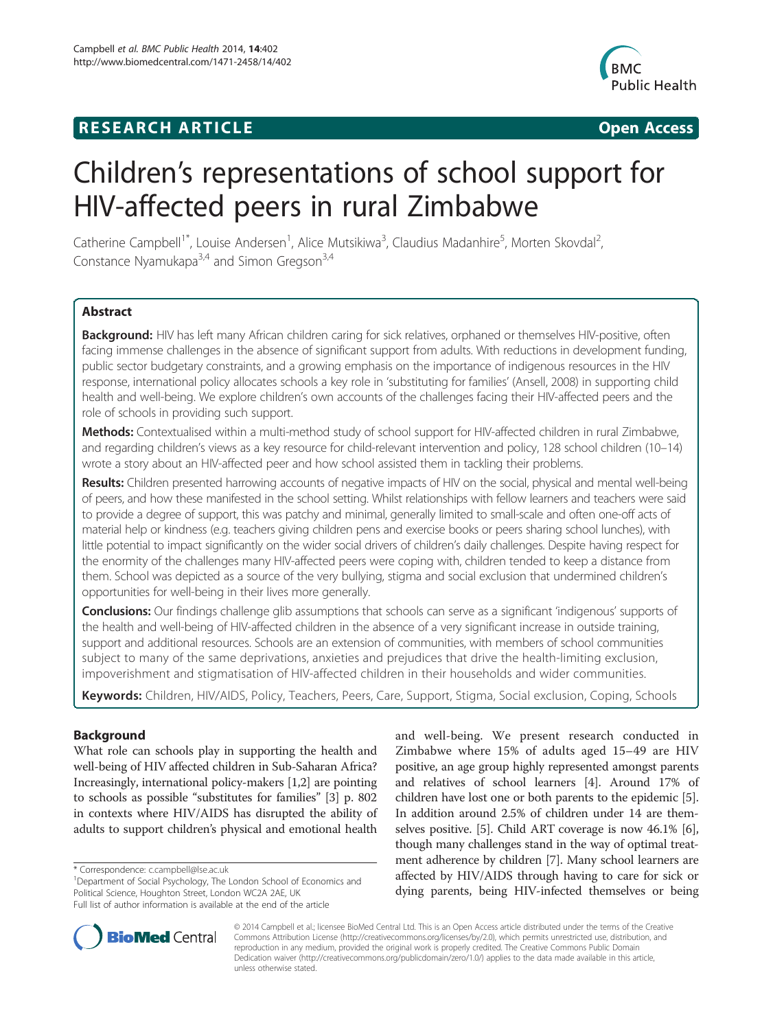# RESEARCH ARTICLE

**Open Access**

# Children's representations of school support for HIV-affected peers in rural Zimbabwe

Catherine Campbell[1*], Louise Andersen[1], Alice Mutsikiwa[3], Claudius Madanhire[5], Morten Skovdal[2], Constance Nyamukapa[3,4] and Simon Gregson[3,4]

## Abstract

**Background:** HIV has left many African children caring for sick relatives, orphaned or themselves HIV-positive, often facing immense challenges in the absence of significant support from adults. With reductions in development funding, public sector budgetary constraints, and a growing emphasis on the importance of indigenous resources in the HIV response, international policy allocates schools a key role in 'substituting for families' (Ansell, 2008) in supporting child health and well-being. We explore children's own accounts of the challenges facing their HIV-affected peers and the role of schools in providing such support.

**Methods:** Contextualised within a multi-method study of school support for HIV-affected children in rural Zimbabwe, and regarding children's views as a key resource for child-relevant intervention and policy, 128 school children (10–14) wrote a story about an HIV-affected peer and how school assisted them in tackling their problems.

**Results:** Children presented harrowing accounts of negative impacts of HIV on the social, physical and mental well-being of peers, and how these manifested in the school setting. Whilst relationships with fellow learners and teachers were said to provide a degree of support, this was patchy and minimal, generally limited to small-scale and often one-off acts of material help or kindness (e.g. teachers giving children pens and exercise books or peers sharing school lunches), with little potential to impact significantly on the wider social drivers of children's daily challenges. Despite having respect for the enormity of the challenges many HIV-affected peers were coping with, children tended to keep a distance from them. School was depicted as a source of the very bullying, stigma and social exclusion that undermined children's opportunities for well-being in their lives more generally.

**Conclusions:** Our findings challenge glib assumptions that schools can serve as a significant 'indigenous' supports of the health and well-being of HIV-affected children in the absence of a very significant increase in outside training, support and additional resources. Schools are an extension of communities, with members of school communities subject to many of the same deprivations, anxieties and prejudices that drive the health-limiting exclusion, impoverishment and stigmatisation of HIV-affected children in their households and wider communities.

**Keywords:** Children, HIV/AIDS, Policy, Teachers, Peers, Care, Support, Stigma, Social exclusion, Coping, Schools

## Background

What role can schools play in supporting the health and well-being of HIV affected children in Sub-Saharan Africa? Increasingly, international policy-makers [1,2] are pointing to schools as possible "substitutes for families" [3] p. 802 in contexts where HIV/AIDS has disrupted the ability of adults to support children's physical and emotional health and well-being. We present research conducted in Zimbabwe where 15% of adults aged 15–49 are HIV positive, an age group highly represented amongst parents and relatives of school learners [4]. Around 17% of children have lost one or both parents to the epidemic [5]. In addition around 2.5% of children under 14 are themselves positive. [5]. Child ART coverage is now 46.1% [6], though many challenges stand in the way of optimal treatment adherence by children [7]. Many school learners are affected by HIV/AIDS through having to care for sick or dying parents, being HIV-infected themselves or being

\* Correspondence: c.campbell@lse.ac.uk
[1]Department of Social Psychology, The London School of Economics and Political Science, Houghton Street, London WC2A 2AE, UK
Full list of author information is available at the end of the article

© 2014 Campbell et al.; licensee BioMed Central Ltd. This is an Open Access article distributed under the terms of the Creative Commons Attribution License (http://creativecommons.org/licenses/by/2.0), which permits unrestricted use, distribution, and reproduction in any medium, provided the original work is properly credited. The Creative Commons Public Domain Dedication waiver (http://creativecommons.org/publicdomain/zero/1.0/) applies to the data made available in this article, unless otherwise stated.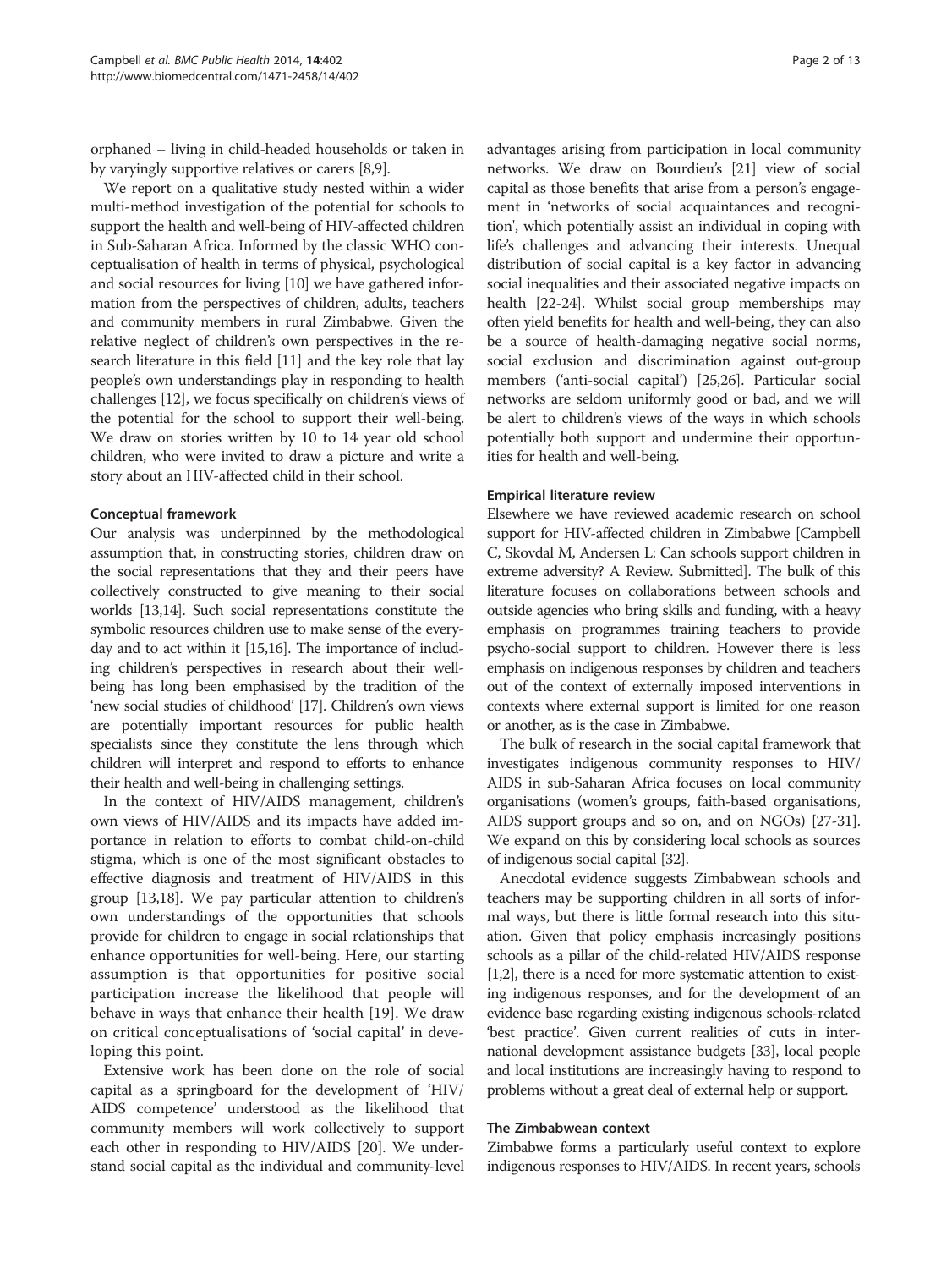orphaned – living in child-headed households or taken in by varyingly supportive relatives or carers [8,9].

We report on a qualitative study nested within a wider multi-method investigation of the potential for schools to support the health and well-being of HIV-affected children in Sub-Saharan Africa. Informed by the classic WHO conceptualisation of health in terms of physical, psychological and social resources for living [10] we have gathered information from the perspectives of children, adults, teachers and community members in rural Zimbabwe. Given the relative neglect of children's own perspectives in the research literature in this field [11] and the key role that lay people's own understandings play in responding to health challenges [12], we focus specifically on children's views of the potential for the school to support their well-being. We draw on stories written by 10 to 14 year old school children, who were invited to draw a picture and write a story about an HIV-affected child in their school.

### Conceptual framework

Our analysis was underpinned by the methodological assumption that, in constructing stories, children draw on the social representations that they and their peers have collectively constructed to give meaning to their social worlds [13,14]. Such social representations constitute the symbolic resources children use to make sense of the everyday and to act within it [15,16]. The importance of including children's perspectives in research about their well-being has long been emphasised by the tradition of the 'new social studies of childhood' [17]. Children's own views are potentially important resources for public health specialists since they constitute the lens through which children will interpret and respond to efforts to enhance their health and well-being in challenging settings.

In the context of HIV/AIDS management, children's own views of HIV/AIDS and its impacts have added importance in relation to efforts to combat child-on-child stigma, which is one of the most significant obstacles to effective diagnosis and treatment of HIV/AIDS in this group [13,18]. We pay particular attention to children's own understandings of the opportunities that schools provide for children to engage in social relationships that enhance opportunities for well-being. Here, our starting assumption is that opportunities for positive social participation increase the likelihood that people will behave in ways that enhance their health [19]. We draw on critical conceptualisations of 'social capital' in developing this point.

Extensive work has been done on the role of social capital as a springboard for the development of 'HIV/AIDS competence' understood as the likelihood that community members will work collectively to support each other in responding to HIV/AIDS [20]. We understand social capital as the individual and community-level advantages arising from participation in local community networks. We draw on Bourdieu's [21] view of social capital as those benefits that arise from a person's engagement in 'networks of social acquaintances and recognition', which potentially assist an individual in coping with life's challenges and advancing their interests. Unequal distribution of social capital is a key factor in advancing social inequalities and their associated negative impacts on health [22-24]. Whilst social group memberships may often yield benefits for health and well-being, they can also be a source of health-damaging negative social norms, social exclusion and discrimination against out-group members ('anti-social capital') [25,26]. Particular social networks are seldom uniformly good or bad, and we will be alert to children's views of the ways in which schools potentially both support and undermine their opportunities for health and well-being.

### Empirical literature review

Elsewhere we have reviewed academic research on school support for HIV-affected children in Zimbabwe [Campbell C, Skovdal M, Andersen L: Can schools support children in extreme adversity? A Review. Submitted]. The bulk of this literature focuses on collaborations between schools and outside agencies who bring skills and funding, with a heavy emphasis on programmes training teachers to provide psycho-social support to children. However there is less emphasis on indigenous responses by children and teachers out of the context of externally imposed interventions in contexts where external support is limited for one reason or another, as is the case in Zimbabwe.

The bulk of research in the social capital framework that investigates indigenous community responses to HIV/AIDS in sub-Saharan Africa focuses on local community organisations (women's groups, faith-based organisations, AIDS support groups and so on, and on NGOs) [27-31]. We expand on this by considering local schools as sources of indigenous social capital [32].

Anecdotal evidence suggests Zimbabwean schools and teachers may be supporting children in all sorts of informal ways, but there is little formal research into this situation. Given that policy emphasis increasingly positions schools as a pillar of the child-related HIV/AIDS response [1,2], there is a need for more systematic attention to existing indigenous responses, and for the development of an evidence base regarding existing indigenous schools-related 'best practice'. Given current realities of cuts in international development assistance budgets [33], local people and local institutions are increasingly having to respond to problems without a great deal of external help or support.

### The Zimbabwean context

Zimbabwe forms a particularly useful context to explore indigenous responses to HIV/AIDS. In recent years, schools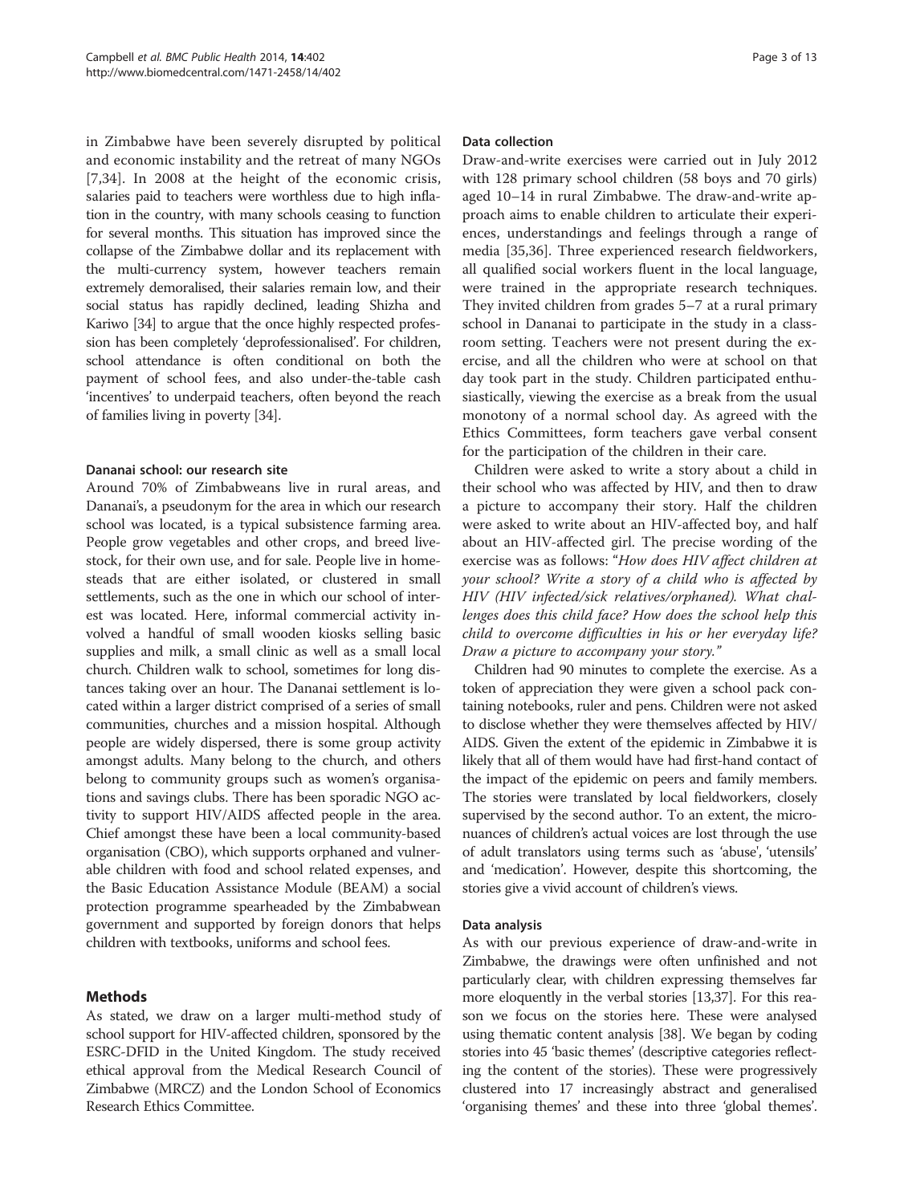in Zimbabwe have been severely disrupted by political and economic instability and the retreat of many NGOs [7,34]. In 2008 at the height of the economic crisis, salaries paid to teachers were worthless due to high inflation in the country, with many schools ceasing to function for several months. This situation has improved since the collapse of the Zimbabwe dollar and its replacement with the multi-currency system, however teachers remain extremely demoralised, their salaries remain low, and their social status has rapidly declined, leading Shizha and Kariwo [34] to argue that the once highly respected profession has been completely 'deprofessionalised'. For children, school attendance is often conditional on both the payment of school fees, and also under-the-table cash 'incentives' to underpaid teachers, often beyond the reach of families living in poverty [34].

#### Dananai school: our research site

Around 70% of Zimbabweans live in rural areas, and Dananai's, a pseudonym for the area in which our research school was located, is a typical subsistence farming area. People grow vegetables and other crops, and breed livestock, for their own use, and for sale. People live in homesteads that are either isolated, or clustered in small settlements, such as the one in which our school of interest was located. Here, informal commercial activity involved a handful of small wooden kiosks selling basic supplies and milk, a small clinic as well as a small local church. Children walk to school, sometimes for long distances taking over an hour. The Dananai settlement is located within a larger district comprised of a series of small communities, churches and a mission hospital. Although people are widely dispersed, there is some group activity amongst adults. Many belong to the church, and others belong to community groups such as women's organisations and savings clubs. There has been sporadic NGO activity to support HIV/AIDS affected people in the area. Chief amongst these have been a local community-based organisation (CBO), which supports orphaned and vulnerable children with food and school related expenses, and the Basic Education Assistance Module (BEAM) a social protection programme spearheaded by the Zimbabwean government and supported by foreign donors that helps children with textbooks, uniforms and school fees.

## Methods

As stated, we draw on a larger multi-method study of school support for HIV-affected children, sponsored by the ESRC-DFID in the United Kingdom. The study received ethical approval from the Medical Research Council of Zimbabwe (MRCZ) and the London School of Economics Research Ethics Committee.

#### Data collection

Draw-and-write exercises were carried out in July 2012 with 128 primary school children (58 boys and 70 girls) aged 10–14 in rural Zimbabwe. The draw-and-write approach aims to enable children to articulate their experiences, understandings and feelings through a range of media [35,36]. Three experienced research fieldworkers, all qualified social workers fluent in the local language, were trained in the appropriate research techniques. They invited children from grades 5–7 at a rural primary school in Dananai to participate in the study in a classroom setting. Teachers were not present during the exercise, and all the children who were at school on that day took part in the study. Children participated enthusiastically, viewing the exercise as a break from the usual monotony of a normal school day. As agreed with the Ethics Committees, form teachers gave verbal consent for the participation of the children in their care.

Children were asked to write a story about a child in their school who was affected by HIV, and then to draw a picture to accompany their story. Half the children were asked to write about an HIV-affected boy, and half about an HIV-affected girl. The precise wording of the exercise was as follows: "*How does HIV affect children at your school? Write a story of a child who is affected by HIV (HIV infected/sick relatives/orphaned). What challenges does this child face? How does the school help this child to overcome difficulties in his or her everyday life? Draw a picture to accompany your story.*"

Children had 90 minutes to complete the exercise. As a token of appreciation they were given a school pack containing notebooks, ruler and pens. Children were not asked to disclose whether they were themselves affected by HIV/AIDS. Given the extent of the epidemic in Zimbabwe it is likely that all of them would have had first-hand contact of the impact of the epidemic on peers and family members. The stories were translated by local fieldworkers, closely supervised by the second author. To an extent, the micro-nuances of children's actual voices are lost through the use of adult translators using terms such as 'abuse', 'utensils' and 'medication'. However, despite this shortcoming, the stories give a vivid account of children's views.

#### Data analysis

As with our previous experience of draw-and-write in Zimbabwe, the drawings were often unfinished and not particularly clear, with children expressing themselves far more eloquently in the verbal stories [13,37]. For this reason we focus on the stories here. These were analysed using thematic content analysis [38]. We began by coding stories into 45 'basic themes' (descriptive categories reflecting the content of the stories). These were progressively clustered into 17 increasingly abstract and generalised 'organising themes' and these into three 'global themes'.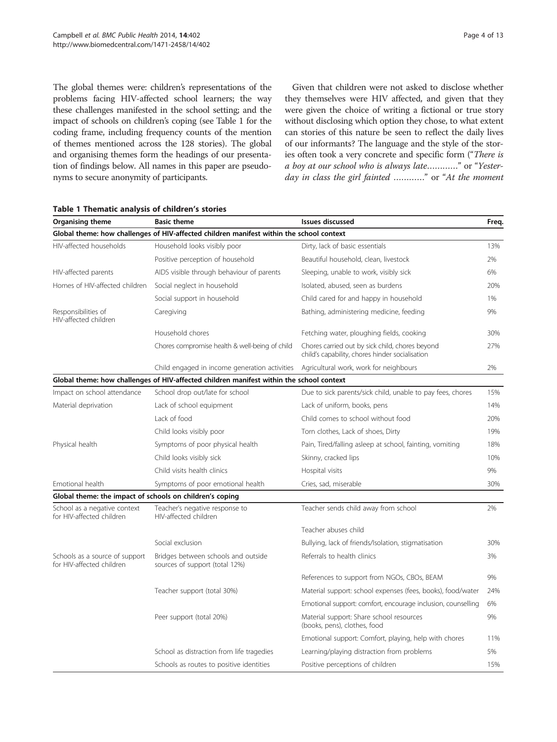The global themes were: children's representations of the problems facing HIV-affected school learners; the way these challenges manifested in the school setting; and the impact of schools on children's coping (see Table 1 for the coding frame, including frequency counts of the mention of themes mentioned across the 128 stories). The global and organising themes form the headings of our presentation of findings below. All names in this paper are pseudonyms to secure anonymity of participants.

Given that children were not asked to disclose whether they themselves were HIV affected, and given that they were given the choice of writing a fictional or true story without disclosing which option they chose, to what extent can stories of this nature be seen to reflect the daily lives of our informants? The language and the style of the stories often took a very concrete and specific form ("*There is a boy at our school who is always late…………*" or "*Yesterday in class the girl fainted …………*" or "*At the moment*

**Table 1 Thematic analysis of children's stories**

| Organising theme | Basic theme | Issues discussed | Freq. |
|---|---|---|---|
| **Global theme: how challenges of HIV-affected children manifest within the school context** | | | |
| HIV-affected households | Household looks visibly poor | Dirty, lack of basic essentials | 13% |
| | Positive perception of household | Beautiful household, clean, livestock | 2% |
| HIV-affected parents | AIDS visible through behaviour of parents | Sleeping, unable to work, visibly sick | 6% |
| Homes of HIV-affected children | Social neglect in household | Isolated, abused, seen as burdens | 20% |
| | Social support in household | Child cared for and happy in household | 1% |
| Responsibilities of HIV-affected children | Caregiving | Bathing, administering medicine, feeding | 9% |
| | Household chores | Fetching water, ploughing fields, cooking | 30% |
| | Chores compromise health & well-being of child | Chores carried out by sick child, chores beyond child's capability, chores hinder socialisation | 27% |
| | Child engaged in income generation activities | Agricultural work, work for neighbours | 2% |
| **Global theme: how challenges of HIV-affected children manifest within the school context** | | | |
| Impact on school attendance | School drop out/late for school | Due to sick parents/sick child, unable to pay fees, chores | 15% |
| Material deprivation | Lack of school equipment | Lack of uniform, books, pens | 14% |
| | Lack of food | Child comes to school without food | 20% |
| | Child looks visibly poor | Torn clothes, Lack of shoes, Dirty | 19% |
| Physical health | Symptoms of poor physical health | Pain, Tired/falling asleep at school, fainting, vomiting | 18% |
| | Child looks visibly sick | Skinny, cracked lips | 10% |
| | Child visits health clinics | Hospital visits | 9% |
| Emotional health | Symptoms of poor emotional health | Cries, sad, miserable | 30% |
| **Global theme: the impact of schools on children's coping** | | | |
| School as a negative context for HIV-affected children | Teacher's negative response to HIV-affected children | Teacher sends child away from school | 2% |
| | | Teacher abuses child | |
| | Social exclusion | Bullying, lack of friends/Isolation, stigmatisation | 30% |
| Schools as a source of support for HIV-affected children | Bridges between schools and outside sources of support (total 12%) | Referrals to health clinics | 3% |
| | | References to support from NGOs, CBOs, BEAM | 9% |
| | Teacher support (total 30%) | Material support: school expenses (fees, books), food/water | 24% |
| | | Emotional support: comfort, encourage inclusion, counselling | 6% |
| | Peer support (total 20%) | Material support: Share school resources (books, pens), clothes, food | 9% |
| | | Emotional support: Comfort, playing, help with chores | 11% |
| | School as distraction from life tragedies | Learning/playing distraction from problems | 5% |
| | Schools as routes to positive identities | Positive perceptions of children | 15% |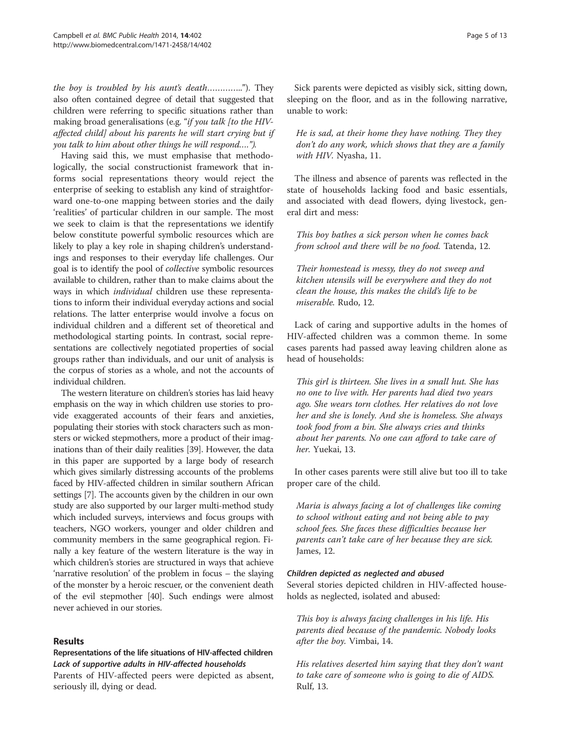*the boy is troubled by his aunt's death…………..*"). They also often contained degree of detail that suggested that children were referring to specific situations rather than making broad generalisations (e.g. "*if you talk [to the HIV-affected child] about his parents he will start crying but if you talk to him about other things he will respond….*").

Having said this, we must emphasise that methodologically, the social constructionist framework that informs social representations theory would reject the enterprise of seeking to establish any kind of straightforward one-to-one mapping between stories and the daily 'realities' of particular children in our sample. The most we seek to claim is that the representations we identify below constitute powerful symbolic resources which are likely to play a key role in shaping children's understandings and responses to their everyday life challenges. Our goal is to identify the pool of *collective* symbolic resources available to children, rather than to make claims about the ways in which *individual* children use these representations to inform their individual everyday actions and social relations. The latter enterprise would involve a focus on individual children and a different set of theoretical and methodological starting points. In contrast, social representations are collectively negotiated properties of social groups rather than individuals, and our unit of analysis is the corpus of stories as a whole, and not the accounts of individual children.

The western literature on children's stories has laid heavy emphasis on the way in which children use stories to provide exaggerated accounts of their fears and anxieties, populating their stories with stock characters such as monsters or wicked stepmothers, more a product of their imaginations than of their daily realities [39]. However, the data in this paper are supported by a large body of research which gives similarly distressing accounts of the problems faced by HIV-affected children in similar southern African settings [7]. The accounts given by the children in our own study are also supported by our larger multi-method study which included surveys, interviews and focus groups with teachers, NGO workers, younger and older children and community members in the same geographical region. Finally a key feature of the western literature is the way in which children's stories are structured in ways that achieve 'narrative resolution' of the problem in focus – the slaying of the monster by a heroic rescuer, or the convenient death of the evil stepmother [40]. Such endings were almost never achieved in our stories.

## Results

### Representations of the life situations of HIV-affected children

#### *Lack of supportive adults in HIV-affected households*

Parents of HIV-affected peers were depicted as absent, seriously ill, dying or dead.

Sick parents were depicted as visibly sick, sitting down, sleeping on the floor, and as in the following narrative, unable to work:

> *He is sad, at their home they have nothing. They they don't do any work, which shows that they are a family with HIV.* Nyasha, 11.

The illness and absence of parents was reflected in the state of households lacking food and basic essentials, and associated with dead flowers, dying livestock, general dirt and mess:

> *This boy bathes a sick person when he comes back from school and there will be no food.* Tatenda, 12.

> *Their homestead is messy, they do not sweep and kitchen utensils will be everywhere and they do not clean the house, this makes the child's life to be miserable.* Rudo, 12.

Lack of caring and supportive adults in the homes of HIV-affected children was a common theme. In some cases parents had passed away leaving children alone as head of households:

> *This girl is thirteen. She lives in a small hut. She has no one to live with. Her parents had died two years ago. She wears torn clothes. Her relatives do not love her and she is lonely. And she is homeless. She always took food from a bin. She always cries and thinks about her parents. No one can afford to take care of her.* Yuekai, 13.

In other cases parents were still alive but too ill to take proper care of the child.

> *Maria is always facing a lot of challenges like coming to school without eating and not being able to pay school fees. She faces these difficulties because her parents can't take care of her because they are sick.* James, 12.

#### *Children depicted as neglected and abused*

Several stories depicted children in HIV-affected households as neglected, isolated and abused:

> *This boy is always facing challenges in his life. His parents died because of the pandemic. Nobody looks after the boy.* Vimbai, 14.

> *His relatives deserted him saying that they don't want to take care of someone who is going to die of AIDS.* Rulf, 13.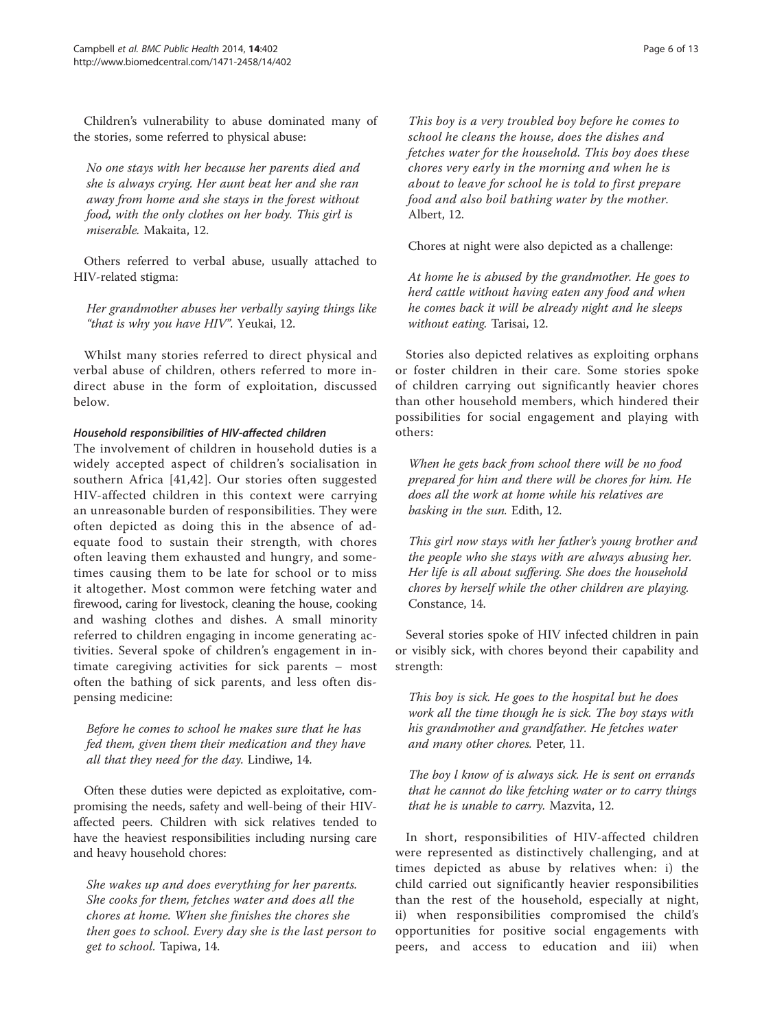Children's vulnerability to abuse dominated many of the stories, some referred to physical abuse:

> *No one stays with her because her parents died and she is always crying. Her aunt beat her and she ran away from home and she stays in the forest without food, with the only clothes on her body. This girl is miserable.* Makaita, 12.

Others referred to verbal abuse, usually attached to HIV-related stigma:

> *Her grandmother abuses her verbally saying things like "that is why you have HIV".* Yeukai, 12.

Whilst many stories referred to direct physical and verbal abuse of children, others referred to more indirect abuse in the form of exploitation, discussed below.

#### *Household responsibilities of HIV-affected children*

The involvement of children in household duties is a widely accepted aspect of children's socialisation in southern Africa [41,42]. Our stories often suggested HIV-affected children in this context were carrying an unreasonable burden of responsibilities. They were often depicted as doing this in the absence of adequate food to sustain their strength, with chores often leaving them exhausted and hungry, and sometimes causing them to be late for school or to miss it altogether. Most common were fetching water and firewood, caring for livestock, cleaning the house, cooking and washing clothes and dishes. A small minority referred to children engaging in income generating activities. Several spoke of children's engagement in intimate caregiving activities for sick parents – most often the bathing of sick parents, and less often dispensing medicine:

> *Before he comes to school he makes sure that he has fed them, given them their medication and they have all that they need for the day.* Lindiwe, 14.

Often these duties were depicted as exploitative, compromising the needs, safety and well-being of their HIV-affected peers. Children with sick relatives tended to have the heaviest responsibilities including nursing care and heavy household chores:

> *She wakes up and does everything for her parents. She cooks for them, fetches water and does all the chores at home. When she finishes the chores she then goes to school. Every day she is the last person to get to school.* Tapiwa, 14.

> *This boy is a very troubled boy before he comes to school he cleans the house, does the dishes and fetches water for the household. This boy does these chores very early in the morning and when he is about to leave for school he is told to first prepare food and also boil bathing water by the mother.* Albert, 12.

Chores at night were also depicted as a challenge:

> *At home he is abused by the grandmother. He goes to herd cattle without having eaten any food and when he comes back it will be already night and he sleeps without eating.* Tarisai, 12.

Stories also depicted relatives as exploiting orphans or foster children in their care. Some stories spoke of children carrying out significantly heavier chores than other household members, which hindered their possibilities for social engagement and playing with others:

> *When he gets back from school there will be no food prepared for him and there will be chores for him. He does all the work at home while his relatives are basking in the sun.* Edith, 12.

> *This girl now stays with her father's young brother and the people who she stays with are always abusing her. Her life is all about suffering. She does the household chores by herself while the other children are playing.* Constance, 14.

Several stories spoke of HIV infected children in pain or visibly sick, with chores beyond their capability and strength:

> *This boy is sick. He goes to the hospital but he does work all the time though he is sick. The boy stays with his grandmother and grandfather. He fetches water and many other chores.* Peter, 11.

> *The boy I know of is always sick. He is sent on errands that he cannot do like fetching water or to carry things that he is unable to carry.* Mazvita, 12.

In short, responsibilities of HIV-affected children were represented as distinctively challenging, and at times depicted as abuse by relatives when: i) the child carried out significantly heavier responsibilities than the rest of the household, especially at night, ii) when responsibilities compromised the child's opportunities for positive social engagements with peers, and access to education and iii) when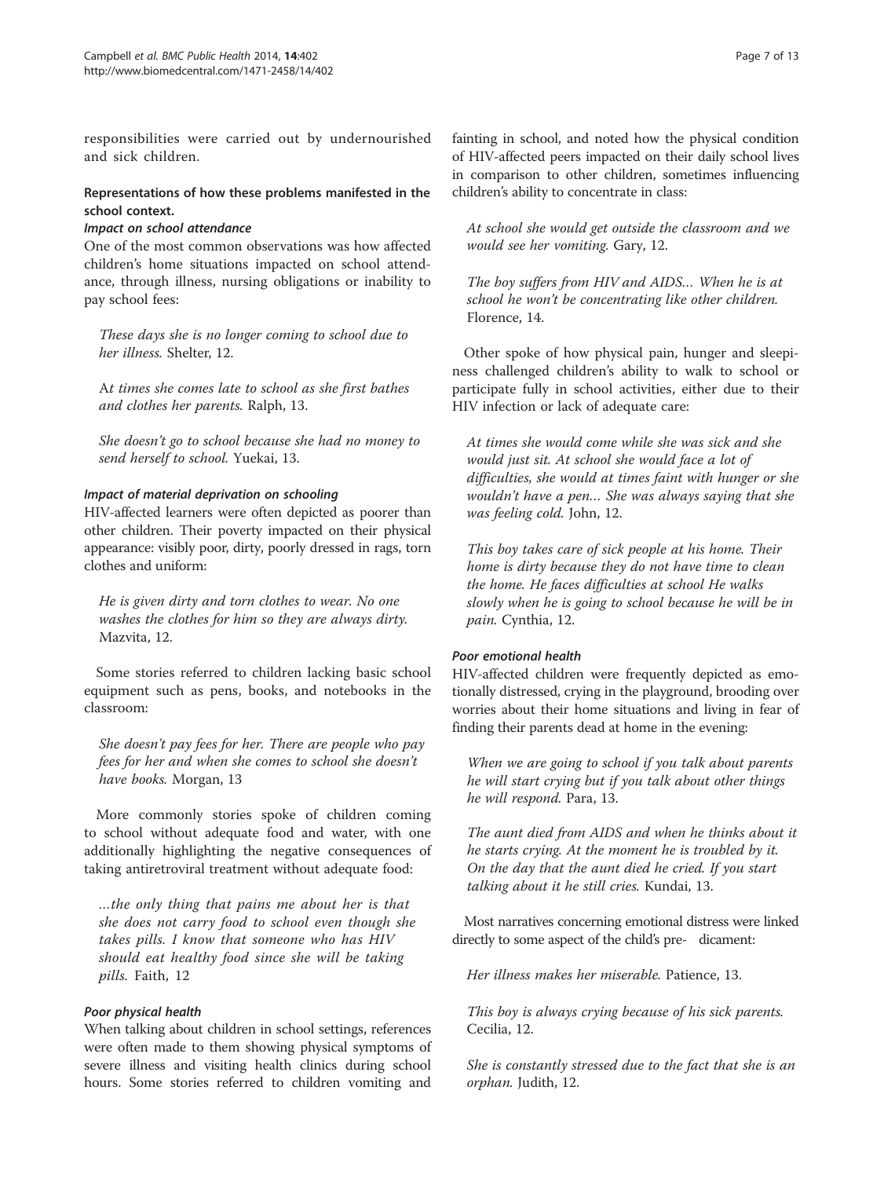responsibilities were carried out by undernourished and sick children.

### Representations of how these problems manifested in the school context.

#### *Impact on school attendance*

One of the most common observations was how affected children's home situations impacted on school attendance, through illness, nursing obligations or inability to pay school fees:

> *These days she is no longer coming to school due to her illness.* Shelter, 12.

> A*t times she comes late to school as she first bathes and clothes her parents.* Ralph, 13.

> *She doesn't go to school because she had no money to send herself to school.* Yuekai, 13.

#### *Impact of material deprivation on schooling*

HIV-affected learners were often depicted as poorer than other children. Their poverty impacted on their physical appearance: visibly poor, dirty, poorly dressed in rags, torn clothes and uniform:

> *He is given dirty and torn clothes to wear. No one washes the clothes for him so they are always dirty.* Mazvita, 12.

Some stories referred to children lacking basic school equipment such as pens, books, and notebooks in the classroom:

> *She doesn't pay fees for her. There are people who pay fees for her and when she comes to school she doesn't have books.* Morgan, 13

More commonly stories spoke of children coming to school without adequate food and water, with one additionally highlighting the negative consequences of taking antiretroviral treatment without adequate food:

> *...the only thing that pains me about her is that she does not carry food to school even though she takes pills. I know that someone who has HIV should eat healthy food since she will be taking pills.* Faith, 12

#### *Poor physical health*

When talking about children in school settings, references were often made to them showing physical symptoms of severe illness and visiting health clinics during school hours. Some stories referred to children vomiting and fainting in school, and noted how the physical condition of HIV-affected peers impacted on their daily school lives in comparison to other children, sometimes influencing children's ability to concentrate in class:

> *At school she would get outside the classroom and we would see her vomiting.* Gary, 12.

> *The boy suffers from HIV and AIDS... When he is at school he won't be concentrating like other children.* Florence, 14.

Other spoke of how physical pain, hunger and sleepiness challenged children's ability to walk to school or participate fully in school activities, either due to their HIV infection or lack of adequate care:

> *At times she would come while she was sick and she would just sit. At school she would face a lot of difficulties, she would at times faint with hunger or she wouldn't have a pen... She was always saying that she was feeling cold.* John, 12.

> *This boy takes care of sick people at his home. Their home is dirty because they do not have time to clean the home. He faces difficulties at school He walks slowly when he is going to school because he will be in pain.* Cynthia, 12.

#### *Poor emotional health*

HIV-affected children were frequently depicted as emotionally distressed, crying in the playground, brooding over worries about their home situations and living in fear of finding their parents dead at home in the evening:

> *When we are going to school if you talk about parents he will start crying but if you talk about other things he will respond.* Para, 13.

> *The aunt died from AIDS and when he thinks about it he starts crying. At the moment he is troubled by it. On the day that the aunt died he cried. If you start talking about it he still cries.* Kundai, 13.

Most narratives concerning emotional distress were linked directly to some aspect of the child's predicament:

> *Her illness makes her miserable.* Patience, 13.

> *This boy is always crying because of his sick parents.* Cecilia, 12.

> *She is constantly stressed due to the fact that she is an orphan.* Judith, 12.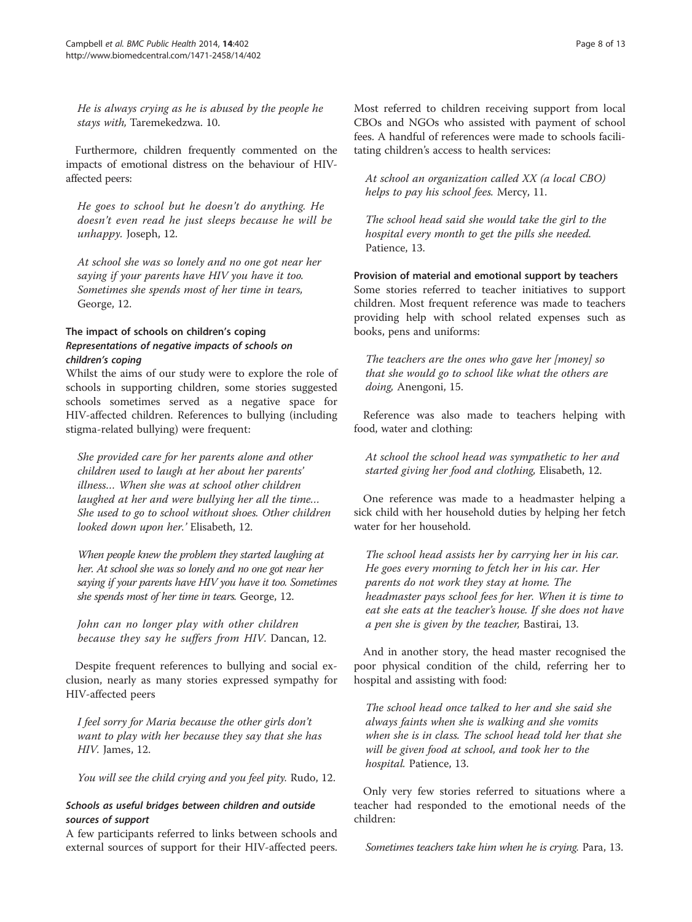*He is always crying as he is abused by the people he stays with,* Taremekedzwa. 10.

Furthermore, children frequently commented on the impacts of emotional distress on the behaviour of HIV-affected peers:

*He goes to school but he doesn't do anything. He doesn't even read he just sleeps because he will be unhappy.* Joseph, 12.

*At school she was so lonely and no one got near her saying if your parents have HIV you have it too. Sometimes she spends most of her time in tears,* George, 12.

### The impact of schools on children's coping

#### *Representations of negative impacts of schools on children's coping*

Whilst the aims of our study were to explore the role of schools in supporting children, some stories suggested schools sometimes served as a negative space for HIV-affected children. References to bullying (including stigma-related bullying) were frequent:

*She provided care for her parents alone and other children used to laugh at her about her parents' illness… When she was at school other children laughed at her and were bullying her all the time… She used to go to school without shoes. Other children looked down upon her.'* Elisabeth, 12.

*When people knew the problem they started laughing at her. At school she was so lonely and no one got near her saying if your parents have HIV you have it too. Sometimes she spends most of her time in tears.* George, 12.

*John can no longer play with other children because they say he suffers from HIV.* Dancan, 12.

Despite frequent references to bullying and social exclusion, nearly as many stories expressed sympathy for HIV-affected peers

*I feel sorry for Maria because the other girls don't want to play with her because they say that she has HIV.* James, 12.

*You will see the child crying and you feel pity.* Rudo, 12.

#### *Schools as useful bridges between children and outside sources of support*

A few participants referred to links between schools and external sources of support for their HIV-affected peers. Most referred to children receiving support from local CBOs and NGOs who assisted with payment of school fees. A handful of references were made to schools facilitating children's access to health services:

*At school an organization called XX (a local CBO) helps to pay his school fees.* Mercy, 11.

*The school head said she would take the girl to the hospital every month to get the pills she needed.* Patience, 13.

#### Provision of material and emotional support by teachers

Some stories referred to teacher initiatives to support children. Most frequent reference was made to teachers providing help with school related expenses such as books, pens and uniforms:

*The teachers are the ones who gave her [money] so that she would go to school like what the others are doing,* Anengoni, 15.

Reference was also made to teachers helping with food, water and clothing:

*At school the school head was sympathetic to her and started giving her food and clothing,* Elisabeth, 12.

One reference was made to a headmaster helping a sick child with her household duties by helping her fetch water for her household.

*The school head assists her by carrying her in his car. He goes every morning to fetch her in his car. Her parents do not work they stay at home. The headmaster pays school fees for her. When it is time to eat she eats at the teacher's house. If she does not have a pen she is given by the teacher,* Bastirai, 13.

And in another story, the head master recognised the poor physical condition of the child, referring her to hospital and assisting with food:

*The school head once talked to her and she said she always faints when she is walking and she vomits when she is in class. The school head told her that she will be given food at school, and took her to the hospital.* Patience, 13.

Only very few stories referred to situations where a teacher had responded to the emotional needs of the children:

*Sometimes teachers take him when he is crying.* Para, 13.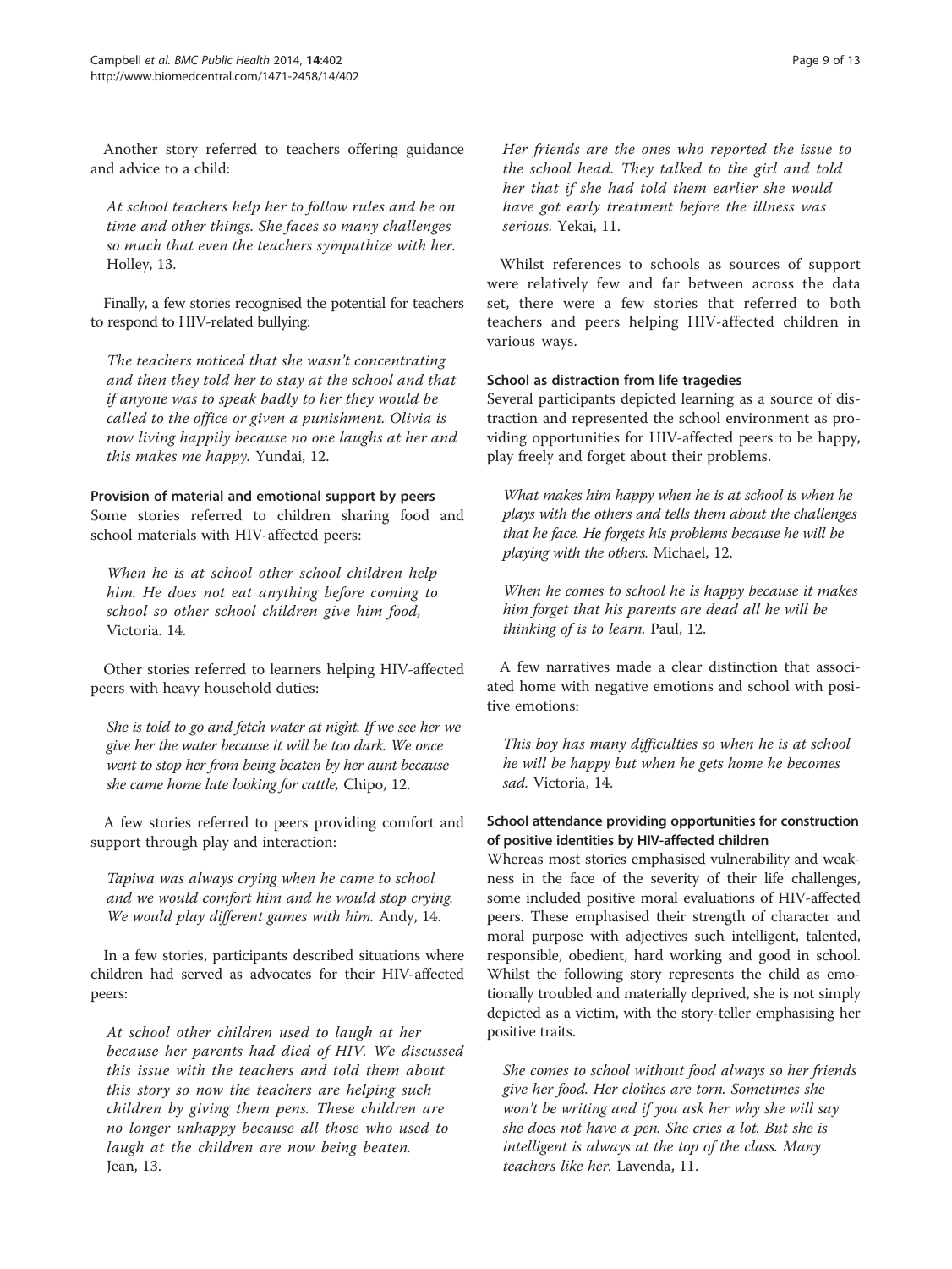Another story referred to teachers offering guidance and advice to a child:

> *At school teachers help her to follow rules and be on time and other things. She faces so many challenges so much that even the teachers sympathize with her.* Holley, 13.

Finally, a few stories recognised the potential for teachers to respond to HIV-related bullying:

> *The teachers noticed that she wasn't concentrating and then they told her to stay at the school and that if anyone was to speak badly to her they would be called to the office or given a punishment. Olivia is now living happily because no one laughs at her and this makes me happy.* Yundai, 12.

#### Provision of material and emotional support by peers

Some stories referred to children sharing food and school materials with HIV-affected peers:

> *When he is at school other school children help him. He does not eat anything before coming to school so other school children give him food,* Victoria. 14.

Other stories referred to learners helping HIV-affected peers with heavy household duties:

> *She is told to go and fetch water at night. If we see her we give her the water because it will be too dark. We once went to stop her from being beaten by her aunt because she came home late looking for cattle,* Chipo, 12.

A few stories referred to peers providing comfort and support through play and interaction:

> *Tapiwa was always crying when he came to school and we would comfort him and he would stop crying. We would play different games with him.* Andy, 14.

In a few stories, participants described situations where children had served as advocates for their HIV-affected peers:

> *At school other children used to laugh at her because her parents had died of HIV. We discussed this issue with the teachers and told them about this story so now the teachers are helping such children by giving them pens. These children are no longer unhappy because all those who used to laugh at the children are now being beaten.* Jean, 13.

> *Her friends are the ones who reported the issue to the school head. They talked to the girl and told her that if she had told them earlier she would have got early treatment before the illness was serious.* Yekai, 11.

Whilst references to schools as sources of support were relatively few and far between across the data set, there were a few stories that referred to both teachers and peers helping HIV-affected children in various ways.

#### School as distraction from life tragedies

Several participants depicted learning as a source of distraction and represented the school environment as providing opportunities for HIV-affected peers to be happy, play freely and forget about their problems.

> *What makes him happy when he is at school is when he plays with the others and tells them about the challenges that he face. He forgets his problems because he will be playing with the others.* Michael, 12.

> *When he comes to school he is happy because it makes him forget that his parents are dead all he will be thinking of is to learn.* Paul, 12.

A few narratives made a clear distinction that associated home with negative emotions and school with positive emotions:

> *This boy has many difficulties so when he is at school he will be happy but when he gets home he becomes sad.* Victoria, 14.

#### School attendance providing opportunities for construction of positive identities by HIV-affected children

Whereas most stories emphasised vulnerability and weakness in the face of the severity of their life challenges, some included positive moral evaluations of HIV-affected peers. These emphasised their strength of character and moral purpose with adjectives such intelligent, talented, responsible, obedient, hard working and good in school. Whilst the following story represents the child as emotionally troubled and materially deprived, she is not simply depicted as a victim, with the story-teller emphasising her positive traits.

> *She comes to school without food always so her friends give her food. Her clothes are torn. Sometimes she won't be writing and if you ask her why she will say she does not have a pen. She cries a lot. But she is intelligent is always at the top of the class. Many teachers like her.* Lavenda, 11.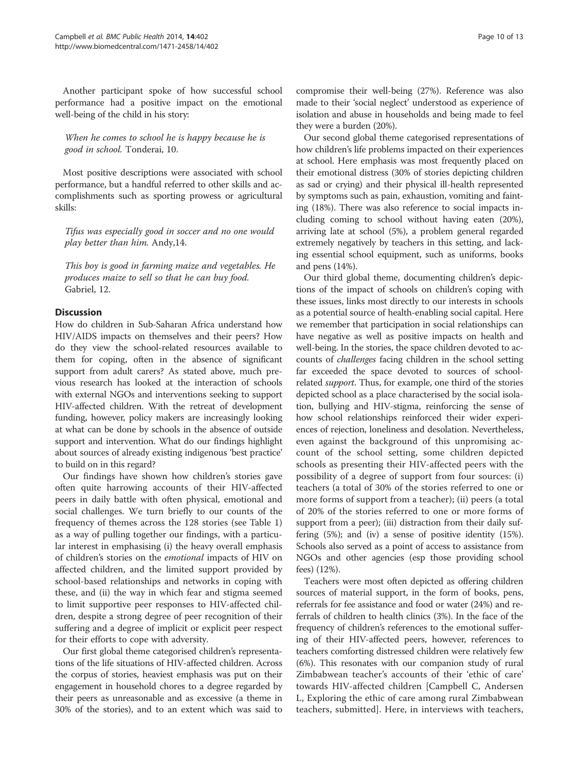Another participant spoke of how successful school performance had a positive impact on the emotional well-being of the child in his story:

> *When he comes to school he is happy because he is good in school.* Tonderai, 10.

Most positive descriptions were associated with school performance, but a handful referred to other skills and accomplishments such as sporting prowess or agricultural skills:

> *Tifus was especially good in soccer and no one would play better than him.* Andy,14.

> *This boy is good in farming maize and vegetables. He produces maize to sell so that he can buy food.* Gabriel, 12.

## Discussion

How do children in Sub-Saharan Africa understand how HIV/AIDS impacts on themselves and their peers? How do they view the school-related resources available to them for coping, often in the absence of significant support from adult carers? As stated above, much previous research has looked at the interaction of schools with external NGOs and interventions seeking to support HIV-affected children. With the retreat of development funding, however, policy makers are increasingly looking at what can be done by schools in the absence of outside support and intervention. What do our findings highlight about sources of already existing indigenous 'best practice' to build on in this regard?

Our findings have shown how children's stories gave often quite harrowing accounts of their HIV-affected peers in daily battle with often physical, emotional and social challenges. We turn briefly to our counts of the frequency of themes across the 128 stories (see Table 1) as a way of pulling together our findings, with a particular interest in emphasising (i) the heavy overall emphasis of children's stories on the *emotional* impacts of HIV on affected children, and the limited support provided by school-based relationships and networks in coping with these, and (ii) the way in which fear and stigma seemed to limit supportive peer responses to HIV-affected children, despite a strong degree of peer recognition of their suffering and a degree of implicit or explicit peer respect for their efforts to cope with adversity.

Our first global theme categorised children's representations of the life situations of HIV-affected children. Across the corpus of stories, heaviest emphasis was put on their engagement in household chores to a degree regarded by their peers as unreasonable and as excessive (a theme in 30% of the stories), and to an extent which was said to compromise their well-being (27%). Reference was also made to their 'social neglect' understood as experience of isolation and abuse in households and being made to feel they were a burden (20%).

Our second global theme categorised representations of how children's life problems impacted on their experiences at school. Here emphasis was most frequently placed on their emotional distress (30% of stories depicting children as sad or crying) and their physical ill-health represented by symptoms such as pain, exhaustion, vomiting and fainting (18%). There was also reference to social impacts including coming to school without having eaten (20%), arriving late at school (5%), a problem general regarded extremely negatively by teachers in this setting, and lacking essential school equipment, such as uniforms, books and pens (14%).

Our third global theme, documenting children's depictions of the impact of schools on children's coping with these issues, links most directly to our interests in schools as a potential source of health-enabling social capital. Here we remember that participation in social relationships can have negative as well as positive impacts on health and well-being. In the stories, the space children devoted to accounts of *challenges* facing children in the school setting far exceeded the space devoted to sources of school-related *support*. Thus, for example, one third of the stories depicted school as a place characterised by the social isolation, bullying and HIV-stigma, reinforcing the sense of how school relationships reinforced their wider experiences of rejection, loneliness and desolation. Nevertheless, even against the background of this unpromising account of the school setting, some children depicted schools as presenting their HIV-affected peers with the possibility of a degree of support from four sources: (i) teachers (a total of 30% of the stories referred to one or more forms of support from a teacher); (ii) peers (a total of 20% of the stories referred to one or more forms of support from a peer); (iii) distraction from their daily suffering (5%); and (iv) a sense of positive identity (15%). Schools also served as a point of access to assistance from NGOs and other agencies (esp those providing school fees) (12%).

Teachers were most often depicted as offering children sources of material support, in the form of books, pens, referrals for fee assistance and food or water (24%) and referrals of children to health clinics (3%). In the face of the frequency of children's references to the emotional suffering of their HIV-affected peers, however, references to teachers comforting distressed children were relatively few (6%). This resonates with our companion study of rural Zimbabwean teacher's accounts of their 'ethic of care' towards HIV-affected children [Campbell C, Andersen L, Exploring the ethic of care among rural Zimbabwean teachers, submitted]. Here, in interviews with teachers,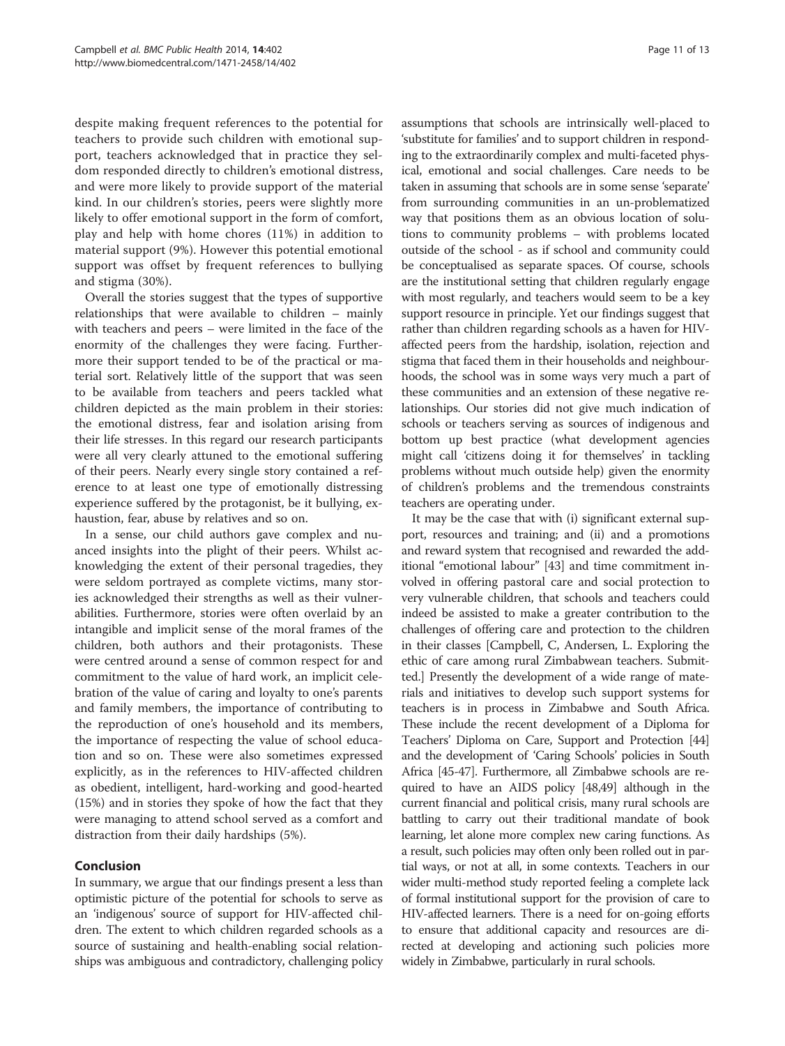despite making frequent references to the potential for teachers to provide such children with emotional support, teachers acknowledged that in practice they seldom responded directly to children's emotional distress, and were more likely to provide support of the material kind. In our children's stories, peers were slightly more likely to offer emotional support in the form of comfort, play and help with home chores (11%) in addition to material support (9%). However this potential emotional support was offset by frequent references to bullying and stigma (30%).

Overall the stories suggest that the types of supportive relationships that were available to children – mainly with teachers and peers – were limited in the face of the enormity of the challenges they were facing. Furthermore their support tended to be of the practical or material sort. Relatively little of the support that was seen to be available from teachers and peers tackled what children depicted as the main problem in their stories: the emotional distress, fear and isolation arising from their life stresses. In this regard our research participants were all very clearly attuned to the emotional suffering of their peers. Nearly every single story contained a reference to at least one type of emotionally distressing experience suffered by the protagonist, be it bullying, exhaustion, fear, abuse by relatives and so on.

In a sense, our child authors gave complex and nuanced insights into the plight of their peers. Whilst acknowledging the extent of their personal tragedies, they were seldom portrayed as complete victims, many stories acknowledged their strengths as well as their vulnerabilities. Furthermore, stories were often overlaid by an intangible and implicit sense of the moral frames of the children, both authors and their protagonists. These were centred around a sense of common respect for and commitment to the value of hard work, an implicit celebration of the value of caring and loyalty to one's parents and family members, the importance of contributing to the reproduction of one's household and its members, the importance of respecting the value of school education and so on. These were also sometimes expressed explicitly, as in the references to HIV-affected children as obedient, intelligent, hard-working and good-hearted (15%) and in stories they spoke of how the fact that they were managing to attend school served as a comfort and distraction from their daily hardships (5%).

## Conclusion

In summary, we argue that our findings present a less than optimistic picture of the potential for schools to serve as an 'indigenous' source of support for HIV-affected children. The extent to which children regarded schools as a source of sustaining and health-enabling social relationships was ambiguous and contradictory, challenging policy assumptions that schools are intrinsically well-placed to 'substitute for families' and to support children in responding to the extraordinarily complex and multi-faceted physical, emotional and social challenges. Care needs to be taken in assuming that schools are in some sense 'separate' from surrounding communities in an un-problematized way that positions them as an obvious location of solutions to community problems – with problems located outside of the school - as if school and community could be conceptualised as separate spaces. Of course, schools are the institutional setting that children regularly engage with most regularly, and teachers would seem to be a key support resource in principle. Yet our findings suggest that rather than children regarding schools as a haven for HIV-affected peers from the hardship, isolation, rejection and stigma that faced them in their households and neighbourhoods, the school was in some ways very much a part of these communities and an extension of these negative relationships. Our stories did not give much indication of schools or teachers serving as sources of indigenous and bottom up best practice (what development agencies might call 'citizens doing it for themselves' in tackling problems without much outside help) given the enormity of children's problems and the tremendous constraints teachers are operating under.

It may be the case that with (i) significant external support, resources and training; and (ii) and a promotions and reward system that recognised and rewarded the additional "emotional labour" [43] and time commitment involved in offering pastoral care and social protection to very vulnerable children, that schools and teachers could indeed be assisted to make a greater contribution to the challenges of offering care and protection to the children in their classes [Campbell, C, Andersen, L. Exploring the ethic of care among rural Zimbabwean teachers. Submitted.] Presently the development of a wide range of materials and initiatives to develop such support systems for teachers is in process in Zimbabwe and South Africa. These include the recent development of a Diploma for Teachers' Diploma on Care, Support and Protection [44] and the development of 'Caring Schools' policies in South Africa [45-47]. Furthermore, all Zimbabwe schools are required to have an AIDS policy [48,49] although in the current financial and political crisis, many rural schools are battling to carry out their traditional mandate of book learning, let alone more complex new caring functions. As a result, such policies may often only been rolled out in partial ways, or not at all, in some contexts. Teachers in our wider multi-method study reported feeling a complete lack of formal institutional support for the provision of care to HIV-affected learners. There is a need for on-going efforts to ensure that additional capacity and resources are directed at developing and actioning such policies more widely in Zimbabwe, particularly in rural schools.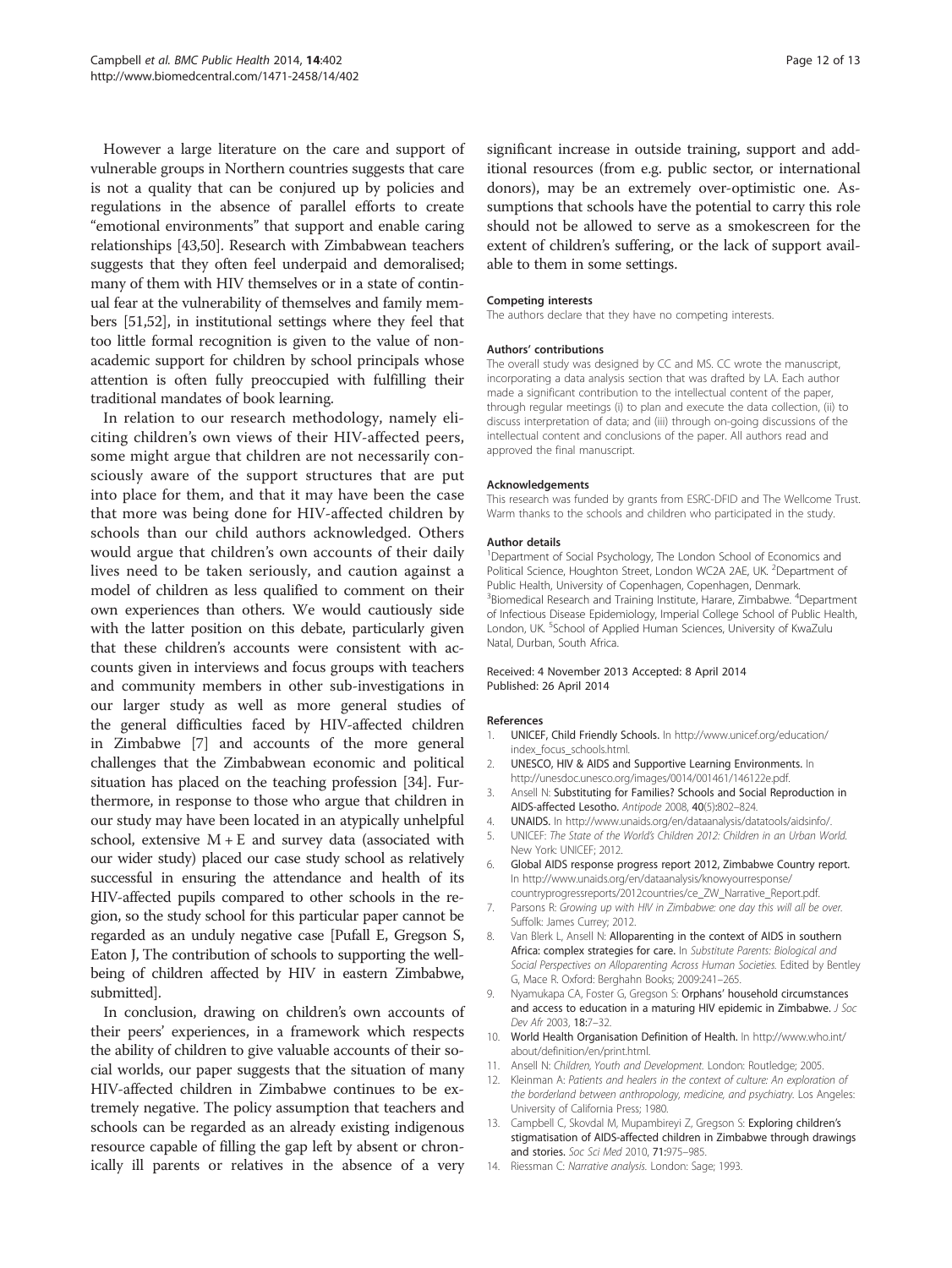However a large literature on the care and support of vulnerable groups in Northern countries suggests that care is not a quality that can be conjured up by policies and regulations in the absence of parallel efforts to create "emotional environments" that support and enable caring relationships [43,50]. Research with Zimbabwean teachers suggests that they often feel underpaid and demoralised; many of them with HIV themselves or in a state of continual fear at the vulnerability of themselves and family members [51,52], in institutional settings where they feel that too little formal recognition is given to the value of non-academic support for children by school principals whose attention is often fully preoccupied with fulfilling their traditional mandates of book learning.

In relation to our research methodology, namely eliciting children's own views of their HIV-affected peers, some might argue that children are not necessarily consciously aware of the support structures that are put into place for them, and that it may have been the case that more was being done for HIV-affected children by schools than our child authors acknowledged. Others would argue that children's own accounts of their daily lives need to be taken seriously, and caution against a model of children as less qualified to comment on their own experiences than others. We would cautiously side with the latter position on this debate, particularly given that these children's accounts were consistent with accounts given in interviews and focus groups with teachers and community members in other sub-investigations in our larger study as well as more general studies of the general difficulties faced by HIV-affected children in Zimbabwe [7] and accounts of the more general challenges that the Zimbabwean economic and political situation has placed on the teaching profession [34]. Furthermore, in response to those who argue that children in our study may have been located in an atypically unhelpful school, extensive M + E and survey data (associated with our wider study) placed our case study school as relatively successful in ensuring the attendance and health of its HIV-affected pupils compared to other schools in the region, so the study school for this particular paper cannot be regarded as an unduly negative case [Pufall E, Gregson S, Eaton J, The contribution of schools to supporting the well-being of children affected by HIV in eastern Zimbabwe, submitted].

In conclusion, drawing on children's own accounts of their peers' experiences, in a framework which respects the ability of children to give valuable accounts of their social worlds, our paper suggests that the situation of many HIV-affected children in Zimbabwe continues to be extremely negative. The policy assumption that teachers and schools can be regarded as an already existing indigenous resource capable of filling the gap left by absent or chronically ill parents or relatives in the absence of a very significant increase in outside training, support and additional resources (from e.g. public sector, or international donors), may be an extremely over-optimistic one. Assumptions that schools have the potential to carry this role should not be allowed to serve as a smokescreen for the extent of children's suffering, or the lack of support available to them in some settings.

#### Competing interests

The authors declare that they have no competing interests.

#### Authors' contributions

The overall study was designed by CC and MS. CC wrote the manuscript, incorporating a data analysis section that was drafted by LA. Each author made a significant contribution to the intellectual content of the paper, through regular meetings (i) to plan and execute the data collection, (ii) to discuss interpretation of data; and (iii) through on-going discussions of the intellectual content and conclusions of the paper. All authors read and approved the final manuscript.

#### Acknowledgements

This research was funded by grants from ESRC-DFID and The Wellcome Trust. Warm thanks to the schools and children who participated in the study.

#### Author details

[1]Department of Social Psychology, The London School of Economics and Political Science, Houghton Street, London WC2A 2AE, UK. [2]Department of Public Health, University of Copenhagen, Copenhagen, Denmark. [3]Biomedical Research and Training Institute, Harare, Zimbabwe. [4]Department of Infectious Disease Epidemiology, Imperial College School of Public Health, London, UK. [5]School of Applied Human Sciences, University of KwaZulu Natal, Durban, South Africa.

Received: 4 November 2013 Accepted: 8 April 2014
Published: 26 April 2014

#### References

1. UNICEF, Child Friendly Schools. In http://www.unicef.org/education/index_focus_schools.html.
2. UNESCO, HIV & AIDS and Supportive Learning Environments. In http://unesdoc.unesco.org/images/0014/001461/146122e.pdf.
3. Ansell N: Substituting for Families? Schools and Social Reproduction in AIDS-affected Lesotho. *Antipode* 2008, 40(5):802–824.
4. UNAIDS. In http://www.unaids.org/en/dataanalysis/datatools/aidsinfo/.
5. UNICEF: *The State of the World's Children 2012: Children in an Urban World.* New York: UNICEF; 2012.
6. Global AIDS response progress report 2012, Zimbabwe Country report. In http://www.unaids.org/en/dataanalysis/knowyourresponse/countryprogressreports/2012countries/ce_ZW_Narrative_Report.pdf.
7. Parsons R: *Growing up with HIV in Zimbabwe: one day this will all be over.* Suffolk: James Currey; 2012.
8. Van Blerk L, Ansell N: Alloparenting in the context of AIDS in southern Africa: complex strategies for care. In *Substitute Parents: Biological and Social Perspectives on Alloparenting Across Human Societies.* Edited by Bentley G, Mace R. Oxford: Berghahn Books; 2009:241–265.
9. Nyamukapa CA, Foster G, Gregson S: Orphans' household circumstances and access to education in a maturing HIV epidemic in Zimbabwe. *J Soc Dev Afr* 2003, 18:7–32.
10. World Health Organisation Definition of Health. In http://www.who.int/about/definition/en/print.html.
11. Ansell N: *Children, Youth and Development.* London: Routledge; 2005.
12. Kleinman A: *Patients and healers in the context of culture: An exploration of the borderland between anthropology, medicine, and psychiatry.* Los Angeles: University of California Press; 1980.
13. Campbell C, Skovdal M, Mupambireyi Z, Gregson S: Exploring children's stigmatisation of AIDS-affected children in Zimbabwe through drawings and stories. *Soc Sci Med* 2010, 71:975–985.
14. Riessman C: *Narrative analysis.* London: Sage; 1993.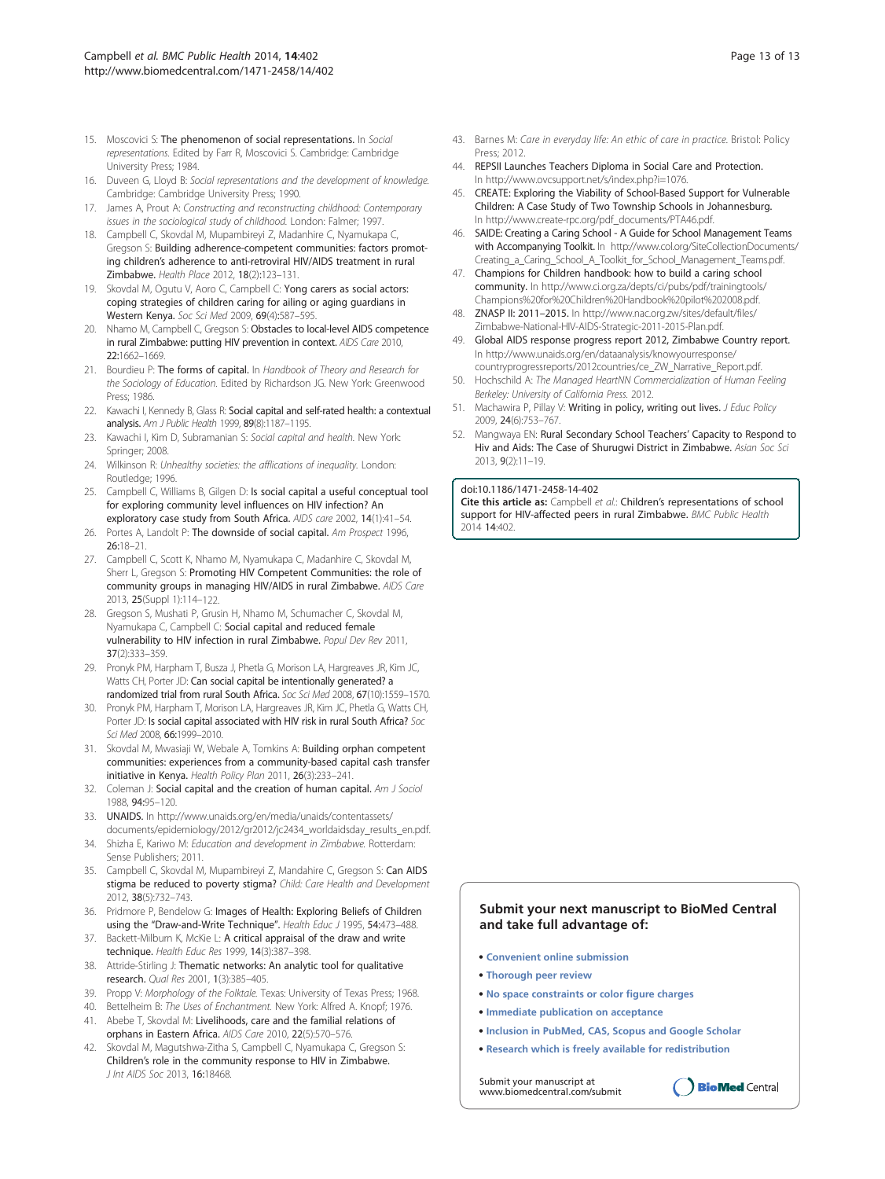15. Moscovici S: **The phenomenon of social representations.** In *Social representations.* Edited by Farr R, Moscovici S. Cambridge: Cambridge University Press; 1984.
16. Duveen G, Lloyd B: *Social representations and the development of knowledge.* Cambridge: Cambridge University Press; 1990.
17. James A, Prout A: *Constructing and reconstructing childhood: Contemporary issues in the sociological study of childhood.* London: Falmer; 1997.
18. Campbell C, Skovdal M, Mupambireyi Z, Madanhire C, Nyamukapa C, Gregson S: **Building adherence-competent communities: factors promoting children's adherence to anti-retroviral HIV/AIDS treatment in rural Zimbabwe.** *Health Place* 2012, **18**(2):123–131.
19. Skovdal M, Ogutu V, Aoro C, Campbell C: **Yong carers as social actors: coping strategies of children caring for ailing or aging guardians in Western Kenya.** *Soc Sci Med* 2009, **69**(4):587–595.
20. Nhamo M, Campbell C, Gregson S: **Obstacles to local-level AIDS competence in rural Zimbabwe: putting HIV prevention in context.** *AIDS Care* 2010, **22:**1662–1669.
21. Bourdieu P: **The forms of capital.** In *Handbook of Theory and Research for the Sociology of Education.* Edited by Richardson JG. New York: Greenwood Press; 1986.
22. Kawachi I, Kennedy B, Glass R: **Social capital and self-rated health: a contextual analysis.** *Am J Public Health* 1999, **89**(8):1187–1195.
23. Kawachi I, Kim D, Subramanian S: *Social capital and health.* New York: Springer; 2008.
24. Wilkinson R: *Unhealthy societies: the afflications of inequality.* London: Routledge; 1996.
25. Campbell C, Williams B, Gilgen D: **Is social capital a useful conceptual tool for exploring community level influences on HIV infection? An exploratory case study from South Africa.** *AIDS care* 2002, **14**(1):41–54.
26. Portes A, Landolt P: **The downside of social capital.** *Am Prospect* 1996, **26:**18–21.
27. Campbell C, Scott K, Nhamo M, Nyamukapa C, Madanhire C, Skovdal M, Sherr L, Gregson S: **Promoting HIV Competent Communities: the role of community groups in managing HIV/AIDS in rural Zimbabwe.** *AIDS Care* 2013, **25**(Suppl 1):114–122.
28. Gregson S, Mushati P, Grusin H, Nhamo M, Schumacher C, Skovdal M, Nyamukapa C, Campbell C: **Social capital and reduced female vulnerability to HIV infection in rural Zimbabwe.** *Popul Dev Rev* 2011, **37**(2):333–359.
29. Pronyk PM, Harpham T, Busza J, Phetla G, Morison LA, Hargreaves JR, Kim JC, Watts CH, Porter JD: **Can social capital be intentionally generated? a randomized trial from rural South Africa.** *Soc Sci Med* 2008, **67**(10):1559–1570.
30. Pronyk PM, Harpham T, Morison LA, Hargreaves JR, Kim JC, Phetla G, Watts CH, Porter JD: **Is social capital associated with HIV risk in rural South Africa?** *Soc Sci Med* 2008, **66:**1999–2010.
31. Skovdal M, Mwasiaji W, Webale A, Tomkins A: **Building orphan competent communities: experiences from a community-based capital cash transfer initiative in Kenya.** *Health Policy Plan* 2011, **26**(3):233–241.
32. Coleman J: **Social capital and the creation of human capital.** *Am J Sociol* 1988, **94:**95–120.
33. **UNAIDS.** In http://www.unaids.org/en/media/unaids/contentassets/documents/epidemiology/2012/gr2012/jc2434_worldaidsday_results_en.pdf.
34. Shizha E, Kariwo M: *Education and development in Zimbabwe.* Rotterdam: Sense Publishers; 2011.
35. Campbell C, Skovdal M, Mupambireyi Z, Mandahire C, Gregson S: **Can AIDS stigma be reduced to poverty stigma?** *Child: Care Health and Development* 2012, **38**(5):732–743.
36. Pridmore P, Bendelow G: **Images of Health: Exploring Beliefs of Children using the "Draw-and-Write Technique".** *Health Educ J* 1995, **54:**473–488.
37. Backett-Milburn K, McKie L: **A critical appraisal of the draw and write technique.** *Health Educ Res* 1999, **14**(3):387–398.
38. Attride-Stirling J: **Thematic networks: An analytic tool for qualitative research.** *Qual Res* 2001, **1**(3):385–405.
39. Propp V: *Morphology of the Folktale.* Texas: University of Texas Press; 1968.
40. Bettelheim B: *The Uses of Enchantment.* New York: Alfred A. Knopf; 1976.
41. Abebe T, Skovdal M: **Livelihoods, care and the familial relations of orphans in Eastern Africa.** *AIDS Care* 2010, **22**(5):570–576.
42. Skovdal M, Magutshwa-Zitha S, Campbell C, Nyamukapa C, Gregson S: **Children's role in the community response to HIV in Zimbabwe.** *J Int AIDS Soc* 2013, **16:**18468.
43. Barnes M: *Care in everyday life: An ethic of care in practice.* Bristol: Policy Press; 2012.
44. **REPSII Launches Teachers Diploma in Social Care and Protection.** In http://www.ovcsupport.net/s/index.php?i=1076.
45. **CREATE: Exploring the Viability of School-Based Support for Vulnerable Children: A Case Study of Two Township Schools in Johannesburg.** In http://www.create-rpc.org/pdf_documents/PTA46.pdf.
46. **SAIDE: Creating a Caring School - A Guide for School Management Teams with Accompanying Toolkit.** In http://www.col.org/SiteCollectionDocuments/Creating_a_Caring_School_A_Toolkit_for_School_Management_Teams.pdf.
47. **Champions for Children handbook: how to build a caring school community.** In http://www.ci.org.za/depts/ci/pubs/pdf/trainingtools/Champions%20for%20Children%20Handbook%20pilot%202008.pdf.
48. **ZNASP II: 2011–2015.** In http://www.nac.org.zw/sites/default/files/Zimbabwe-National-HIV-AIDS-Strategic-2011-2015-Plan.pdf.
49. **Global AIDS response progress report 2012, Zimbabwe Country report.** In http://www.unaids.org/en/dataanalysis/knowyourresponse/countryprogressreports/2012countries/ce_ZW_Narrative_Report.pdf.
50. Hochschild A: *The Managed HeartNN Commercialization of Human Feeling Berkeley: University of California Press.* 2012.
51. Machawira P, Pillay V: **Writing in policy, writing out lives.** *J Educ Policy* 2009, **24**(6):753–767.
52. Mangwaya EN: **Rural Secondary School Teachers' Capacity to Respond to Hiv and Aids: The Case of Shurugwi District in Zimbabwe.** *Asian Soc Sci* 2013, **9**(2):11–19.

doi:10.1186/1471-2458-14-402
**Cite this article as:** Campbell *et al.*: Children's representations of school support for HIV-affected peers in rural Zimbabwe. *BMC Public Health* 2014 **14**:402.

**Submit your next manuscript to BioMed Central and take full advantage of:**

- **Convenient online submission**
- **Thorough peer review**
- **No space constraints or color figure charges**
- **Immediate publication on acceptance**
- **Inclusion in PubMed, CAS, Scopus and Google Scholar**
- **Research which is freely available for redistribution**

Submit your manuscript at
www.biomedcentral.com/submit

BioMed Central